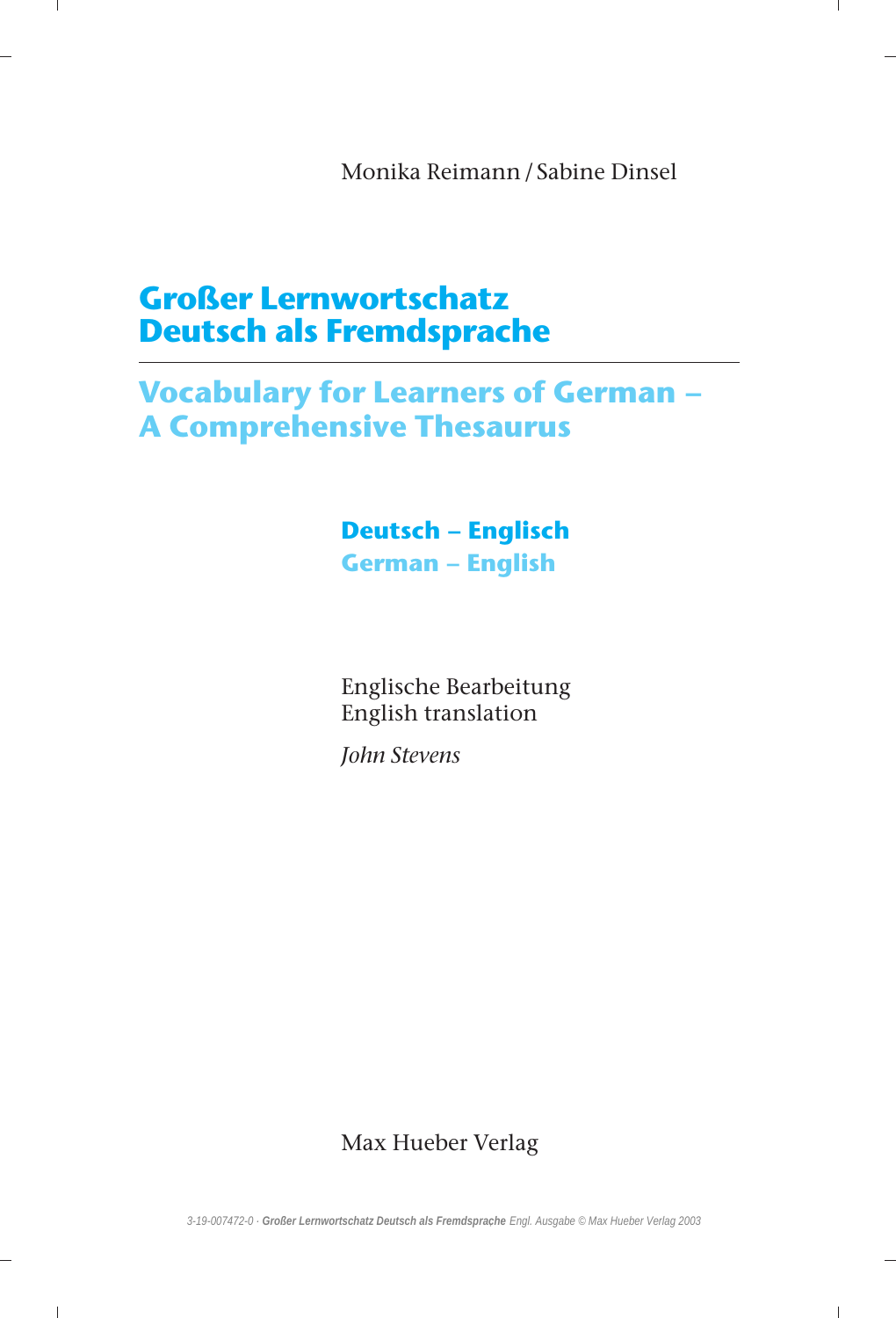Monika Reimann / Sabine Dinsel

# Großer Lernwortschatz Deutsch als Fremdsprache

## Vocabulary for Learners of German – A Comprehensive Thesaurus

**Deutsch – Englisch**
**German – English**

Englische Bearbeitung
English translation

*John Stevens*

Max Hueber Verlag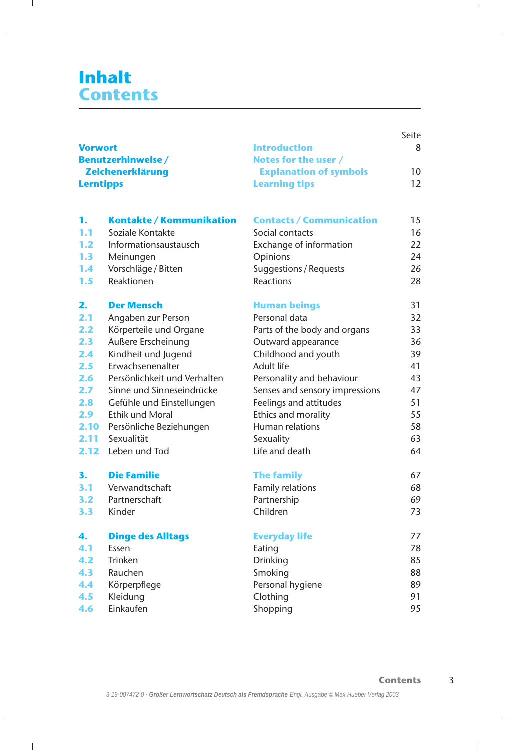# Inhalt
# Contents

| | | | Seite |
|---|---|---|---|
| **Vorwort** | | **Introduction** | 8 |
| **Benutzerhinweise / Zeichenerklärung** | | **Notes for the user / Explanation of symbols** | 10 |
| **Lerntipps** | | **Learning tips** | 12 |
| **1.** | **Kontakte / Kommunikation** | **Contacts / Communication** | 15 |
| 1.1 | Soziale Kontakte | Social contacts | 16 |
| 1.2 | Informationsaustausch | Exchange of information | 22 |
| 1.3 | Meinungen | Opinions | 24 |
| 1.4 | Vorschläge / Bitten | Suggestions / Requests | 26 |
| 1.5 | Reaktionen | Reactions | 28 |
| **2.** | **Der Mensch** | **Human beings** | 31 |
| 2.1 | Angaben zur Person | Personal data | 32 |
| 2.2 | Körperteile und Organe | Parts of the body and organs | 33 |
| 2.3 | Äußere Erscheinung | Outward appearance | 36 |
| 2.4 | Kindheit und Jugend | Childhood and youth | 39 |
| 2.5 | Erwachsenenalter | Adult life | 41 |
| 2.6 | Persönlichkeit und Verhalten | Personality and behaviour | 43 |
| 2.7 | Sinne und Sinneseindrücke | Senses and sensory impressions | 47 |
| 2.8 | Gefühle und Einstellungen | Feelings and attitudes | 51 |
| 2.9 | Ethik und Moral | Ethics and morality | 55 |
| 2.10 | Persönliche Beziehungen | Human relations | 58 |
| 2.11 | Sexualität | Sexuality | 63 |
| 2.12 | Leben und Tod | Life and death | 64 |
| **3.** | **Die Familie** | **The family** | 67 |
| 3.1 | Verwandtschaft | Family relations | 68 |
| 3.2 | Partnerschaft | Partnership | 69 |
| 3.3 | Kinder | Children | 73 |
| **4.** | **Dinge des Alltags** | **Everyday life** | 77 |
| 4.1 | Essen | Eating | 78 |
| 4.2 | Trinken | Drinking | 85 |
| 4.3 | Rauchen | Smoking | 88 |
| 4.4 | Körperpflege | Personal hygiene | 89 |
| 4.5 | Kleidung | Clothing | 91 |
| 4.6 | Einkaufen | Shopping | 95 |

3-19-007472-0 · *Großer Lernwortschatz Deutsch als Fremdsprache* Engl. Ausgabe © Max Hueber Verlag 2003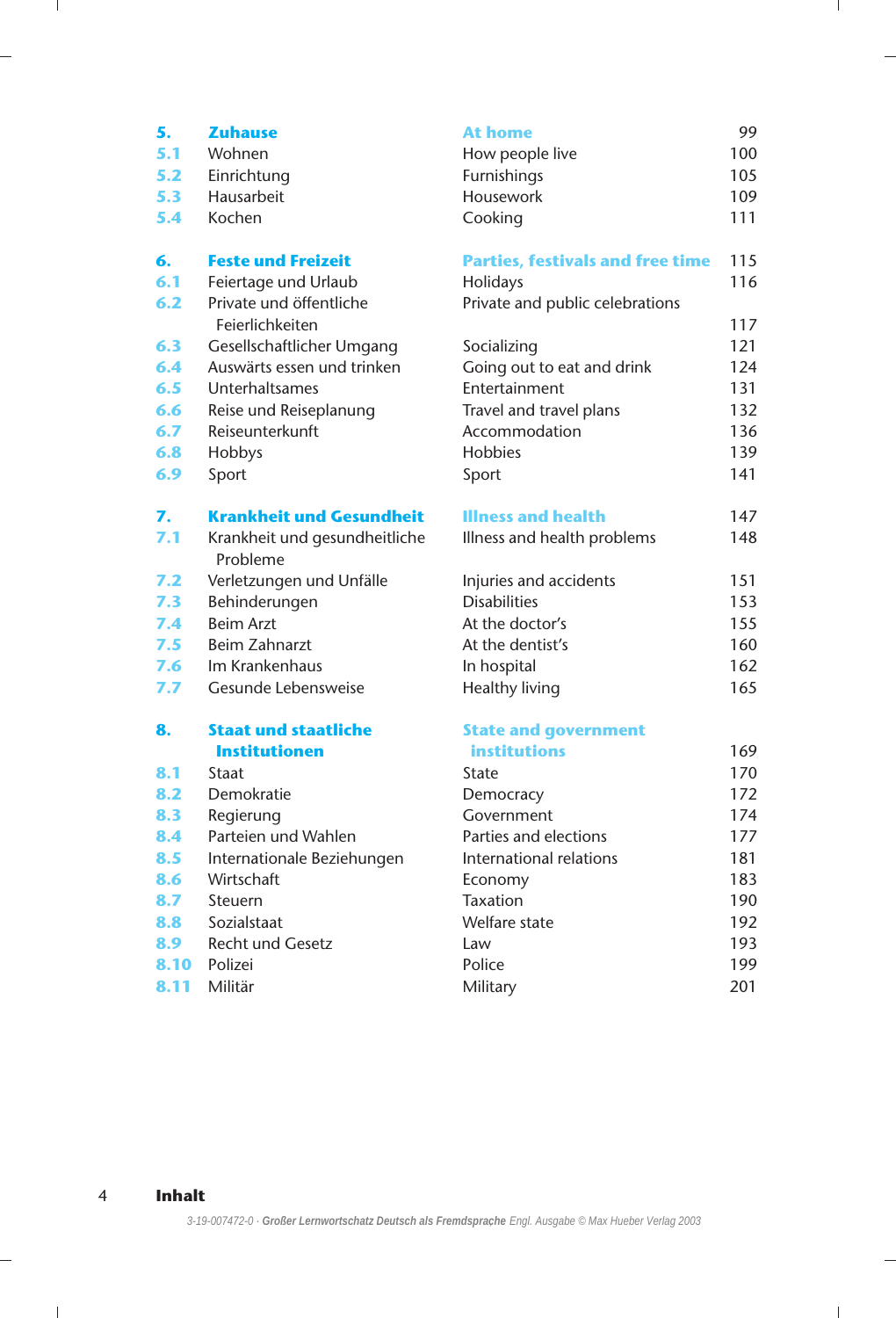| | | | |
|---|---|---|---|
| **5.** | **Zuhause** | **At home** | 99 |
| 5.1 | Wohnen | How people live | 100 |
| 5.2 | Einrichtung | Furnishings | 105 |
| 5.3 | Hausarbeit | Housework | 109 |
| 5.4 | Kochen | Cooking | 111 |
| **6.** | **Feste und Freizeit** | **Parties, festivals and free time** | 115 |
| 6.1 | Feiertage und Urlaub | Holidays | 116 |
| 6.2 | Private und öffentliche Feierlichkeiten | Private and public celebrations | 117 |
| 6.3 | Gesellschaftlicher Umgang | Socializing | 121 |
| 6.4 | Auswärts essen und trinken | Going out to eat and drink | 124 |
| 6.5 | Unterhaltsames | Entertainment | 131 |
| 6.6 | Reise und Reiseplanung | Travel and travel plans | 132 |
| 6.7 | Reiseunterkunft | Accommodation | 136 |
| 6.8 | Hobbys | Hobbies | 139 |
| 6.9 | Sport | Sport | 141 |
| **7.** | **Krankheit und Gesundheit** | **Illness and health** | 147 |
| 7.1 | Krankheit und gesundheitliche Probleme | Illness and health problems | 148 |
| 7.2 | Verletzungen und Unfälle | Injuries and accidents | 151 |
| 7.3 | Behinderungen | Disabilities | 153 |
| 7.4 | Beim Arzt | At the doctor's | 155 |
| 7.5 | Beim Zahnarzt | At the dentist's | 160 |
| 7.6 | Im Krankenhaus | In hospital | 162 |
| 7.7 | Gesunde Lebensweise | Healthy living | 165 |
| **8.** | **Staat und staatliche Institutionen** | **State and government institutions** | 169 |
| 8.1 | Staat | State | 170 |
| 8.2 | Demokratie | Democracy | 172 |
| 8.3 | Regierung | Government | 174 |
| 8.4 | Parteien und Wahlen | Parties and elections | 177 |
| 8.5 | Internationale Beziehungen | International relations | 181 |
| 8.6 | Wirtschaft | Economy | 183 |
| 8.7 | Steuern | Taxation | 190 |
| 8.8 | Sozialstaat | Welfare state | 192 |
| 8.9 | Recht und Gesetz | Law | 193 |
| 8.10 | Polizei | Police | 199 |
| 8.11 | Militär | Military | 201 |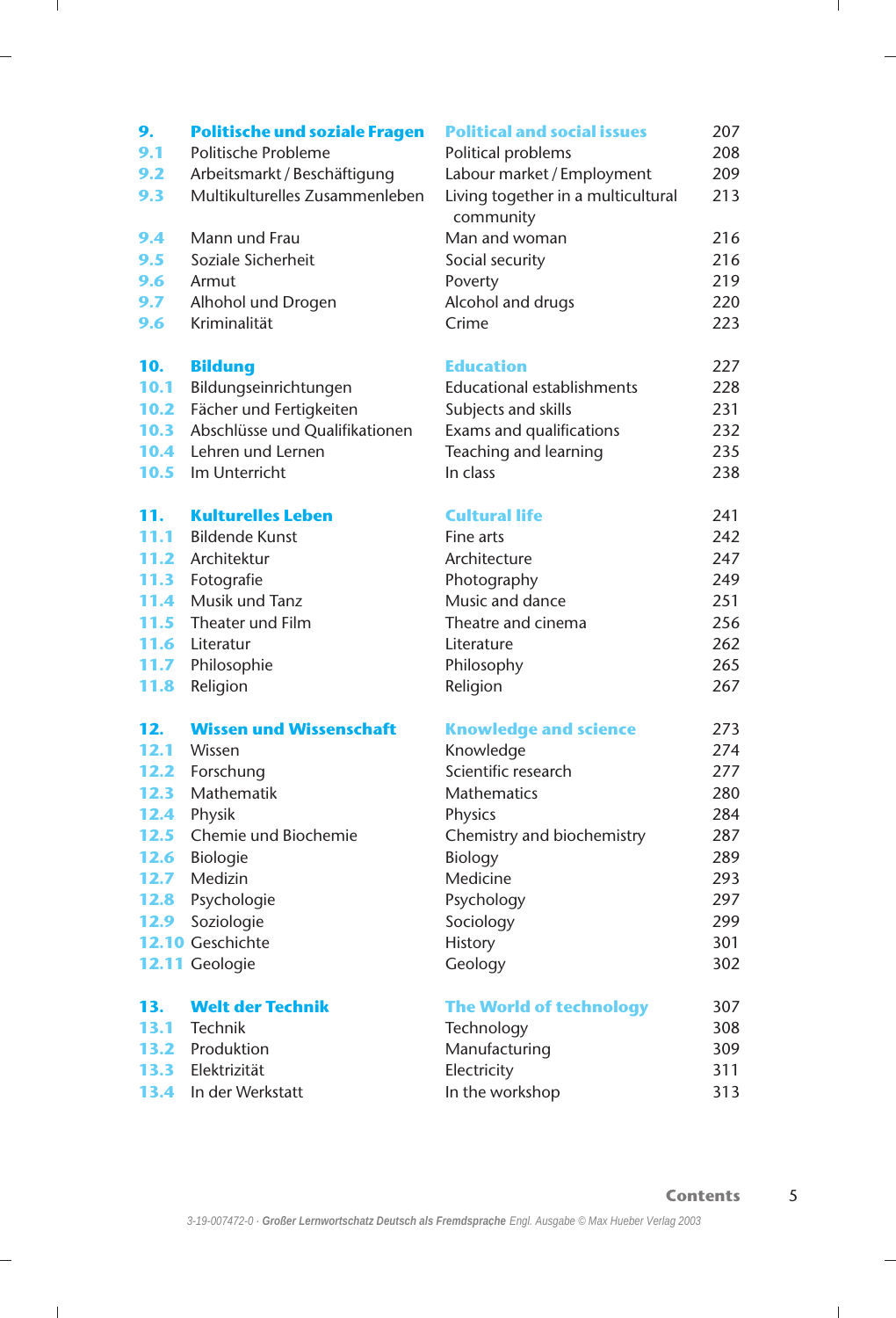| | | | |
|---|---|---|---|
| **9.** | **Politische und soziale Fragen** | **Political and social issues** | 207 |
| 9.1 | Politische Probleme | Political problems | 208 |
| 9.2 | Arbeitsmarkt / Beschäftigung | Labour market / Employment | 209 |
| 9.3 | Multikulturelles Zusammenleben | Living together in a multicultural community | 213 |
| 9.4 | Mann und Frau | Man and woman | 216 |
| 9.5 | Soziale Sicherheit | Social security | 216 |
| 9.6 | Armut | Poverty | 219 |
| 9.7 | Alhohol und Drogen | Alcohol and drugs | 220 |
| 9.6 | Kriminalität | Crime | 223 |
| **10.** | **Bildung** | **Education** | 227 |
| 10.1 | Bildungseinrichtungen | Educational establishments | 228 |
| 10.2 | Fächer und Fertigkeiten | Subjects and skills | 231 |
| 10.3 | Abschlüsse und Qualifikationen | Exams and qualifications | 232 |
| 10.4 | Lehren und Lernen | Teaching and learning | 235 |
| 10.5 | Im Unterricht | In class | 238 |
| **11.** | **Kulturelles Leben** | **Cultural life** | 241 |
| 11.1 | Bildende Kunst | Fine arts | 242 |
| 11.2 | Architektur | Architecture | 247 |
| 11.3 | Fotografie | Photography | 249 |
| 11.4 | Musik und Tanz | Music and dance | 251 |
| 11.5 | Theater und Film | Theatre and cinema | 256 |
| 11.6 | Literatur | Literature | 262 |
| 11.7 | Philosophie | Philosophy | 265 |
| 11.8 | Religion | Religion | 267 |
| **12.** | **Wissen und Wissenschaft** | **Knowledge and science** | 273 |
| 12.1 | Wissen | Knowledge | 274 |
| 12.2 | Forschung | Scientific research | 277 |
| 12.3 | Mathematik | Mathematics | 280 |
| 12.4 | Physik | Physics | 284 |
| 12.5 | Chemie und Biochemie | Chemistry and biochemistry | 287 |
| 12.6 | Biologie | Biology | 289 |
| 12.7 | Medizin | Medicine | 293 |
| 12.8 | Psychologie | Psychology | 297 |
| 12.9 | Soziologie | Sociology | 299 |
| 12.10 | Geschichte | History | 301 |
| 12.11 | Geologie | Geology | 302 |
| **13.** | **Welt der Technik** | **The World of technology** | 307 |
| 13.1 | Technik | Technology | 308 |
| 13.2 | Produktion | Manufacturing | 309 |
| 13.3 | Elektrizität | Electricity | 311 |
| 13.4 | In der Werkstatt | In the workshop | 313 |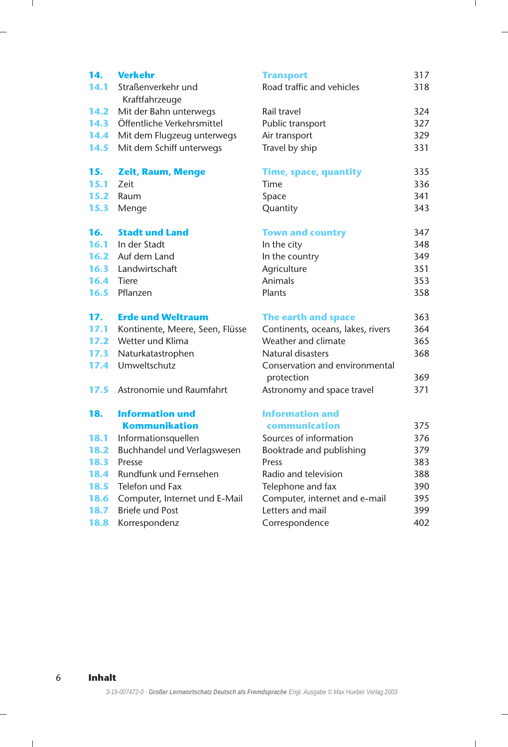| | | | |
|---|---|---|---|
| **14.** | **Verkehr** | **Transport** | 317 |
| **14.1** | Straßenverkehr und Kraftfahrzeuge | Road traffic and vehicles | 318 |
| **14.2** | Mit der Bahn unterwegs | Rail travel | 324 |
| **14.3** | Öffentliche Verkehrsmittel | Public transport | 327 |
| **14.4** | Mit dem Flugzeug unterwegs | Air transport | 329 |
| **14.5** | Mit dem Schiff unterwegs | Travel by ship | 331 |
| | | | |
| **15.** | **Zeit, Raum, Menge** | **Time, space, quantity** | 335 |
| **15.1** | Zeit | Time | 336 |
| **15.2** | Raum | Space | 341 |
| **15.3** | Menge | Quantity | 343 |
| | | | |
| **16.** | **Stadt und Land** | **Town and country** | 347 |
| **16.1** | In der Stadt | In the city | 348 |
| **16.2** | Auf dem Land | In the country | 349 |
| **16.3** | Landwirtschaft | Agriculture | 351 |
| **16.4** | Tiere | Animals | 353 |
| **16.5** | Pflanzen | Plants | 358 |
| | | | |
| **17.** | **Erde und Weltraum** | **The earth and space** | 363 |
| **17.1** | Kontinente, Meere, Seen, Flüsse | Continents, oceans, lakes, rivers | 364 |
| **17.2** | Wetter und Klima | Weather and climate | 365 |
| **17.3** | Naturkatastrophen | Natural disasters | 368 |
| **17.4** | Umweltschutz | Conservation and environmental protection | 369 |
| **17.5** | Astronomie und Raumfahrt | Astronomy and space travel | 371 |
| | | | |
| **18.** | **Information und Kommunikation** | **Information and communication** | 375 |
| **18.1** | Informationsquellen | Sources of information | 376 |
| **18.2** | Buchhandel und Verlagswesen | Booktrade and publishing | 379 |
| **18.3** | Presse | Press | 383 |
| **18.4** | Rundfunk und Fernsehen | Radio and television | 388 |
| **18.5** | Telefon und Fax | Telephone and fax | 390 |
| **18.6** | Computer, Internet und E-Mail | Computer, internet and e-mail | 395 |
| **18.7** | Briefe und Post | Letters and mail | 399 |
| **18.8** | Korrespondenz | Correspondence | 402 |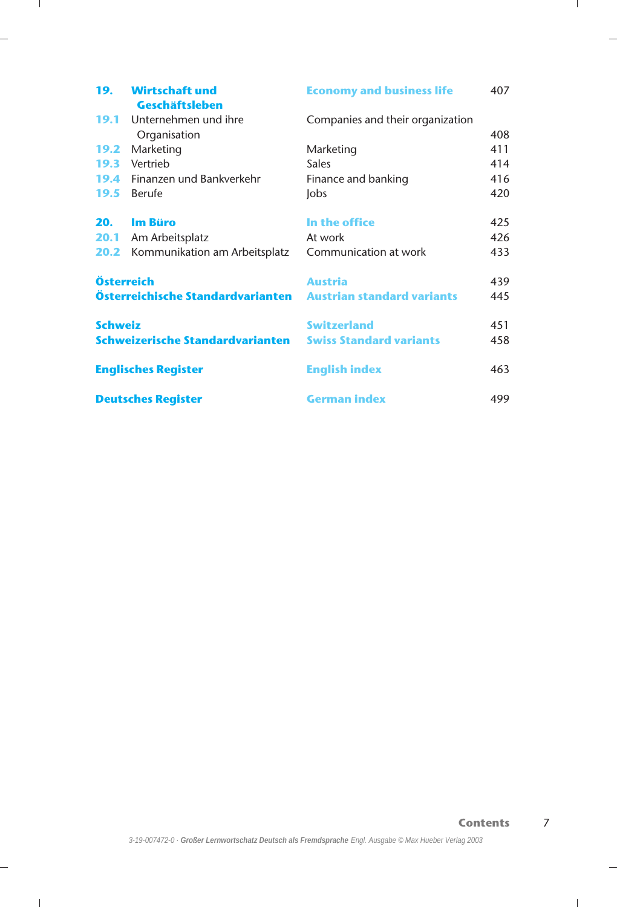| | | | |
|---|---|---|---|
| **19.** | **Wirtschaft und Geschäftsleben** | **Economy and business life** | 407 |
| **19.1** | Unternehmen und ihre Organisation | Companies and their organization | 408 |
| **19.2** | Marketing | Marketing | 411 |
| **19.3** | Vertrieb | Sales | 414 |
| **19.4** | Finanzen und Bankverkehr | Finance and banking | 416 |
| **19.5** | Berufe | Jobs | 420 |
| **20.** | **Im Büro** | **In the office** | 425 |
| **20.1** | Am Arbeitsplatz | At work | 426 |
| **20.2** | Kommunikation am Arbeitsplatz | Communication at work | 433 |
| **Österreich** | | **Austria** | 439 |
| **Österreichische Standardvarianten** | | **Austrian standard variants** | 445 |
| **Schweiz** | | **Switzerland** | 451 |
| **Schweizerische Standardvarianten** | | **Swiss Standard variants** | 458 |
| **Englisches Register** | | **English index** | 463 |
| **Deutsches Register** | | **German index** | 499 |

3-19-007472-0 · ***Großer Lernwortschatz Deutsch als Fremdsprache*** *Engl. Ausgabe © Max Hueber Verlag 2003*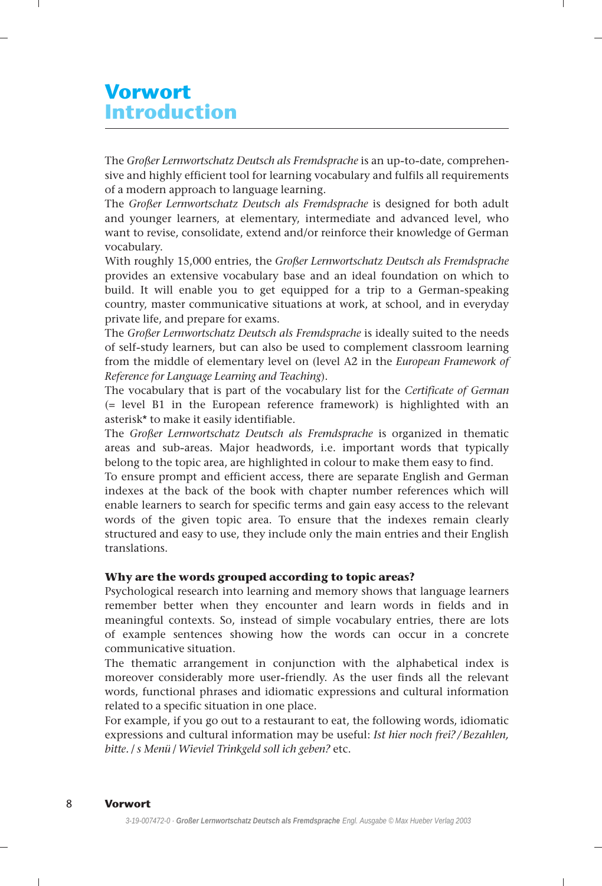# Vorwort
# Introduction

The *Großer Lernwortschatz Deutsch als Fremdsprache* is an up-to-date, comprehensive and highly efficient tool for learning vocabulary and fulfils all requirements of a modern approach to language learning.

The *Großer Lernwortschatz Deutsch als Fremdsprache* is designed for both adult and younger learners, at elementary, intermediate and advanced level, who want to revise, consolidate, extend and/or reinforce their knowledge of German vocabulary.

With roughly 15,000 entries, the *Großer Lernwortschatz Deutsch als Fremdsprache* provides an extensive vocabulary base and an ideal foundation on which to build. It will enable you to get equipped for a trip to a German-speaking country, master communicative situations at work, at school, and in everyday private life, and prepare for exams.

The *Großer Lernwortschatz Deutsch als Fremdsprache* is ideally suited to the needs of self-study learners, but can also be used to complement classroom learning from the middle of elementary level on (level A2 in the *European Framework of Reference for Language Learning and Teaching*).

The vocabulary that is part of the vocabulary list for the *Certificate of German* (= level B1 in the European reference framework) is highlighted with an asterisk* to make it easily identifiable.

The *Großer Lernwortschatz Deutsch als Fremdsprache* is organized in thematic areas and sub-areas. Major headwords, i.e. important words that typically belong to the topic area, are highlighted in colour to make them easy to find.

To ensure prompt and efficient access, there are separate English and German indexes at the back of the book with chapter number references which will enable learners to search for specific terms and gain easy access to the relevant words of the given topic area. To ensure that the indexes remain clearly structured and easy to use, they include only the main entries and their English translations.

### Why are the words grouped according to topic areas?

Psychological research into learning and memory shows that language learners remember better when they encounter and learn words in fields and in meaningful contexts. So, instead of simple vocabulary entries, there are lots of example sentences showing how the words can occur in a concrete communicative situation.

The thematic arrangement in conjunction with the alphabetical index is moreover considerably more user-friendly. As the user finds all the relevant words, functional phrases and idiomatic expressions and cultural information related to a specific situation in one place.

For example, if you go out to a restaurant to eat, the following words, idiomatic expressions and cultural information may be useful: *Ist hier noch frei? / Bezahlen, bitte. / s Menü / Wieviel Trinkgeld soll ich geben?* etc.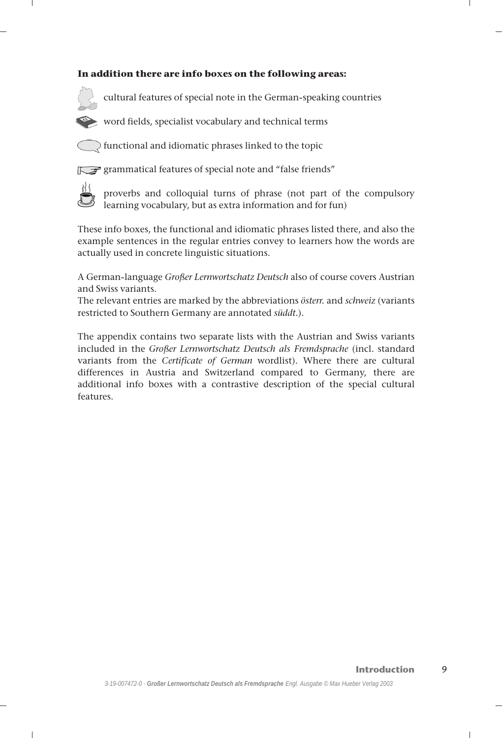**In addition there are info boxes on the following areas:**

- cultural features of special note in the German-speaking countries
- word fields, specialist vocabulary and technical terms
- functional and idiomatic phrases linked to the topic
- grammatical features of special note and "false friends"
- proverbs and colloquial turns of phrase (not part of the compulsory learning vocabulary, but as extra information and for fun)

These info boxes, the functional and idiomatic phrases listed there, and also the example sentences in the regular entries convey to learners how the words are actually used in concrete linguistic situations.

A German-language *Großer Lernwortschatz Deutsch* also of course covers Austrian and Swiss variants.
The relevant entries are marked by the abbreviations *österr.* and *schweiz* (variants restricted to Southern Germany are annotated *süddt.*).

The appendix contains two separate lists with the Austrian and Swiss variants included in the *Großer Lernwortschatz Deutsch als Fremdsprache* (incl. standard variants from the *Certificate of German* wordlist). Where there are cultural differences in Austria and Switzerland compared to Germany, there are additional info boxes with a contrastive description of the special cultural features.